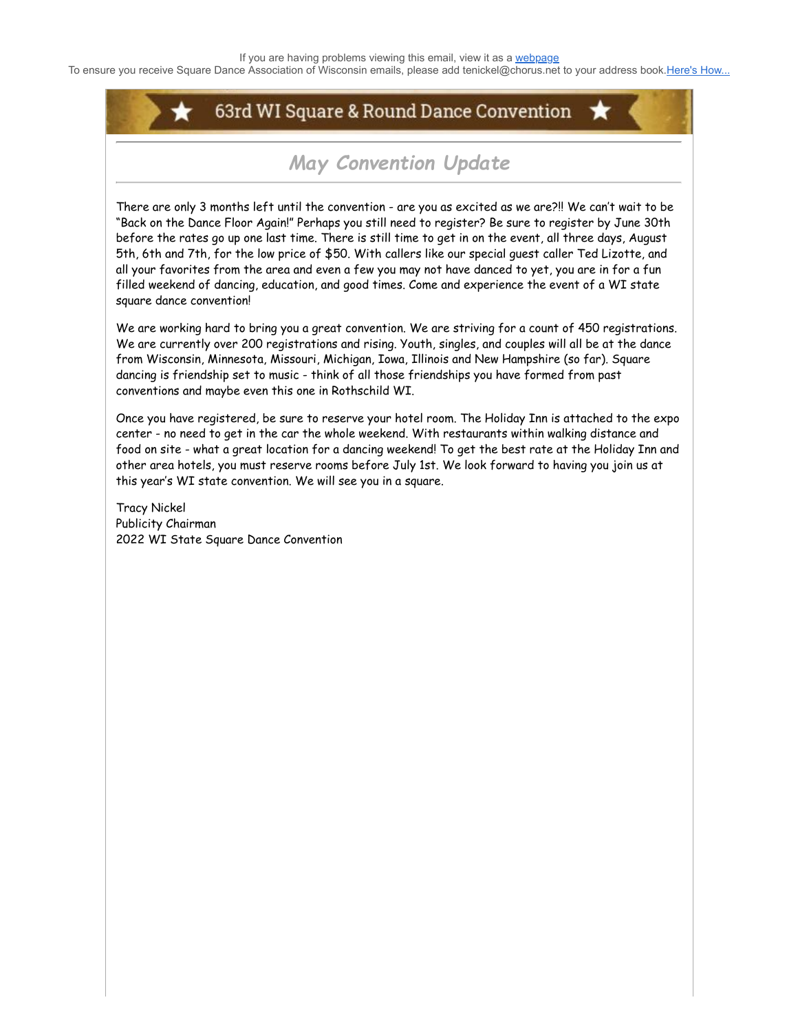If you are having problems viewing this email, view it as a [webpage](webpage)
To ensure you receive Square Dance Association of Wisconsin emails, please add tenickel@chorus.net to your address book.[Here's How...](Here's How...)

# ★ 63rd WI Square & Round Dance Convention ★

## *May Convention Update*

There are only 3 months left until the convention - are you as excited as we are?!! We can't wait to be "Back on the Dance Floor Again!" Perhaps you still need to register? Be sure to register by June 30th before the rates go up one last time. There is still time to get in on the event, all three days, August 5th, 6th and 7th, for the low price of $50. With callers like our special guest caller Ted Lizotte, and all your favorites from the area and even a few you may not have danced to yet, you are in for a fun filled weekend of dancing, education, and good times. Come and experience the event of a WI state square dance convention!

We are working hard to bring you a great convention. We are striving for a count of 450 registrations. We are currently over 200 registrations and rising. Youth, singles, and couples will all be at the dance from Wisconsin, Minnesota, Missouri, Michigan, Iowa, Illinois and New Hampshire (so far). Square dancing is friendship set to music - think of all those friendships you have formed from past conventions and maybe even this one in Rothschild WI.

Once you have registered, be sure to reserve your hotel room. The Holiday Inn is attached to the expo center - no need to get in the car the whole weekend. With restaurants within walking distance and food on site - what a great location for a dancing weekend! To get the best rate at the Holiday Inn and other area hotels, you must reserve rooms before July 1st. We look forward to having you join us at this year's WI state convention. We will see you in a square.

Tracy Nickel
Publicity Chairman
2022 WI State Square Dance Convention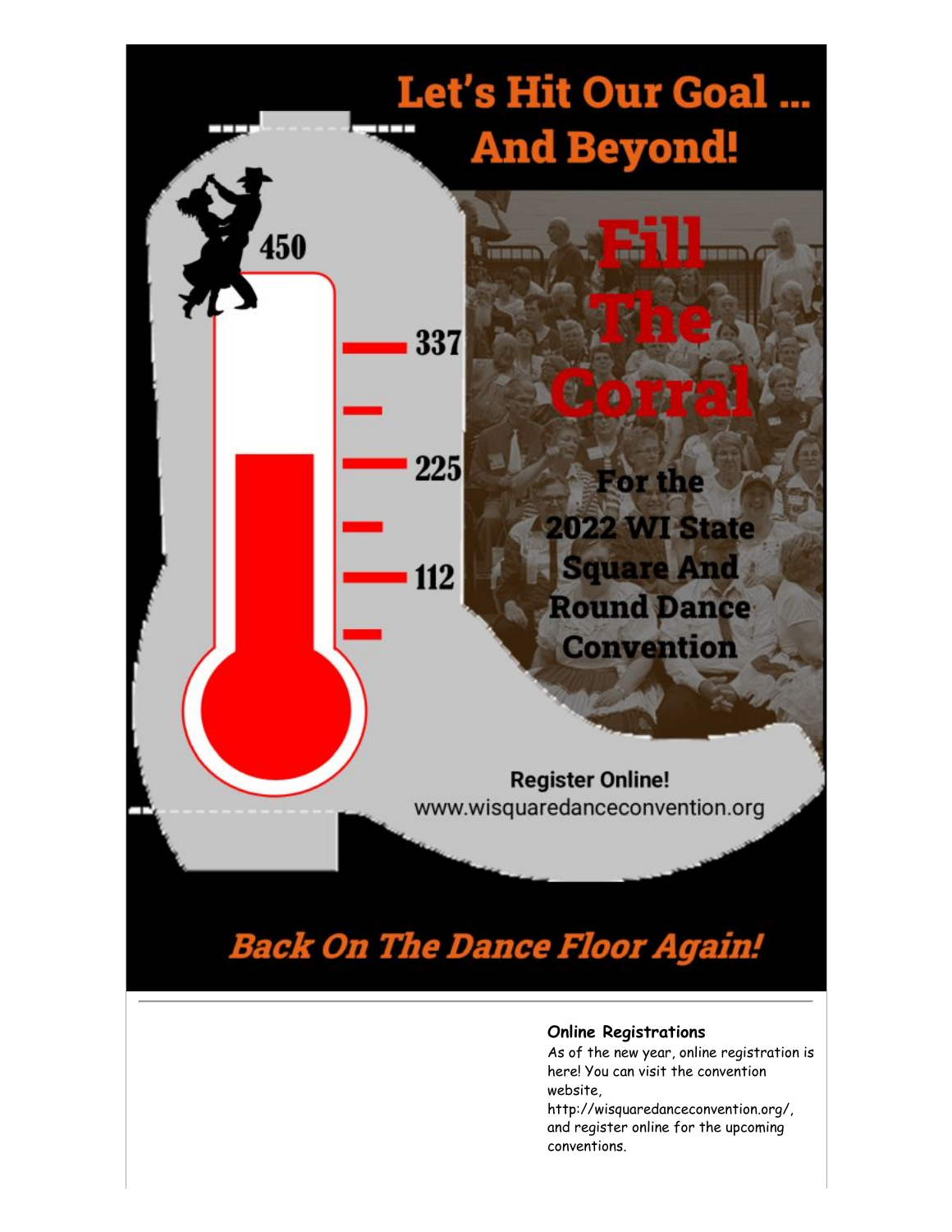# Let's Hit Our Goal ... And Beyond!

450

337

225

112

**Fill The Corral**

**For the 2022 WI State Square And Round Dance Convention**

**Register Online!**
www.wisquaredanceconvention.org

***Back On The Dance Floor Again!***

---

**Online Registrations**

As of the new year, online registration is here! You can visit the convention website, http://wisquaredanceconvention.org/, and register online for the upcoming conventions.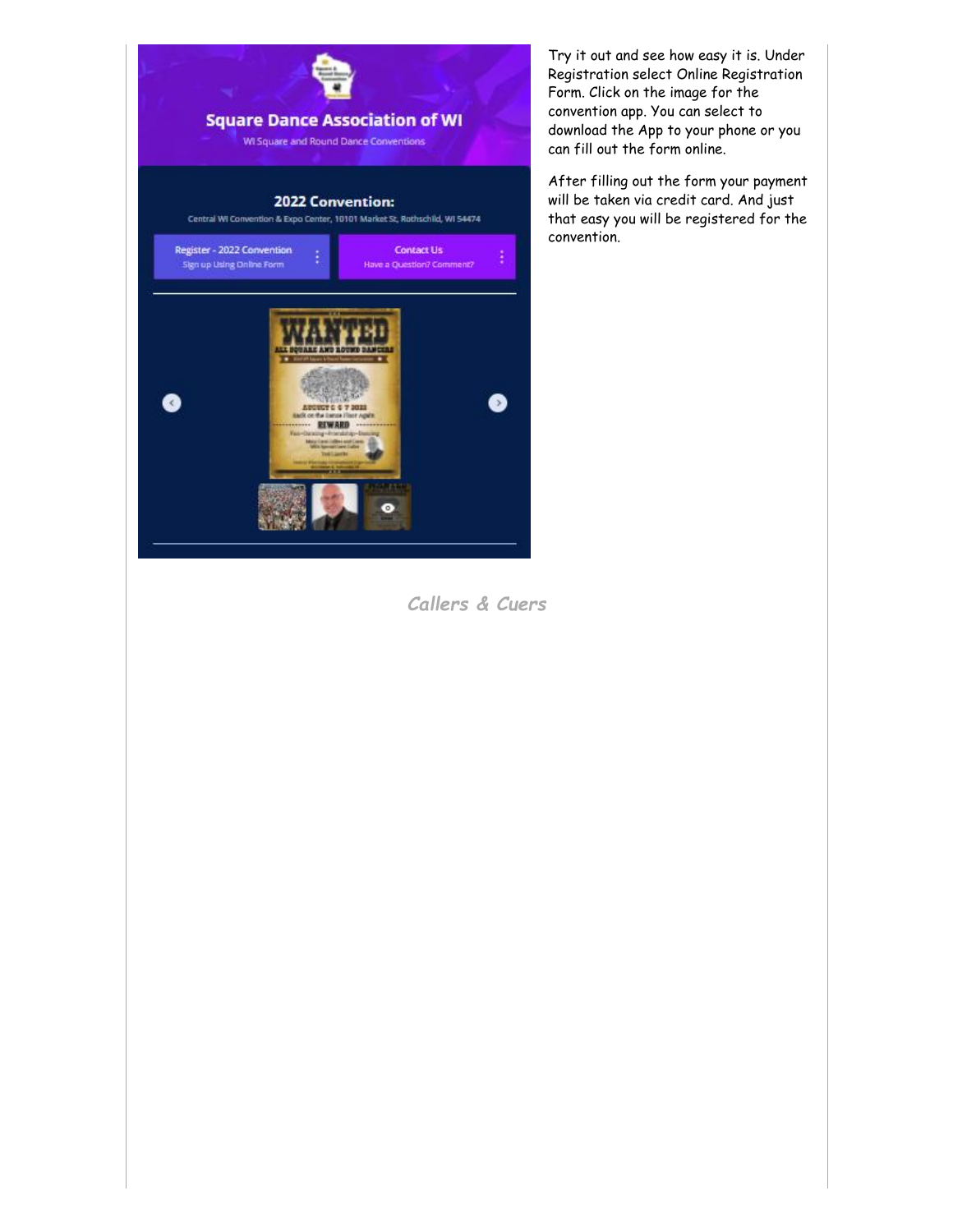Try it out and see how easy it is. Under Registration select Online Registration Form. Click on the image for the convention app. You can select to download the App to your phone or you can fill out the form online.

After filling out the form your payment will be taken via credit card. And just that easy you will be registered for the convention.

## *Callers & Cuers*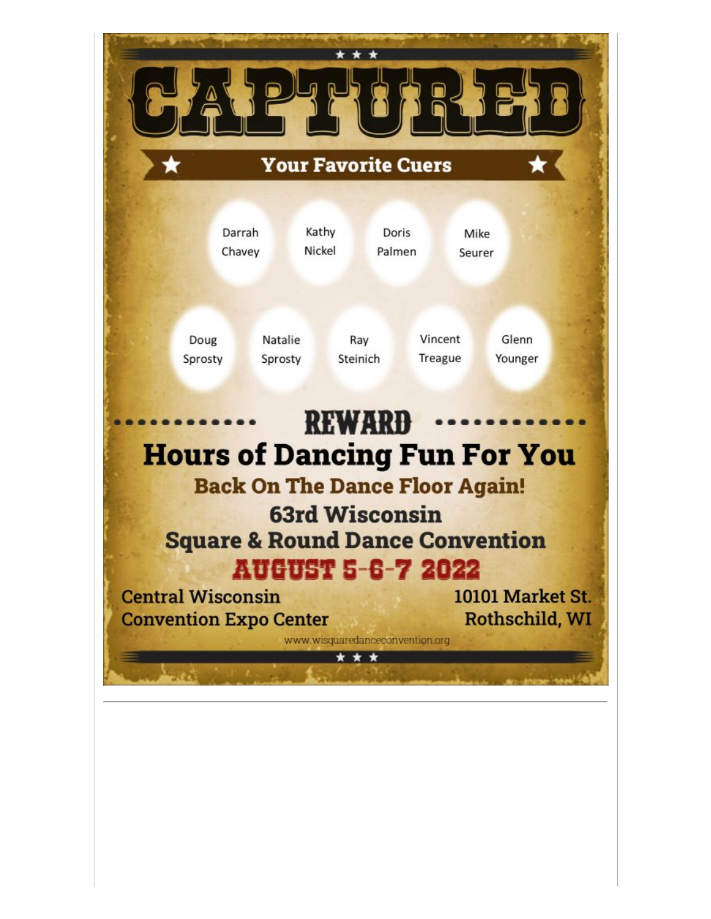# CAPTURED

## Your Favorite Cuers

Darrah Chavey

Kathy Nickel

Doris Palmen

Mike Seurer

Doug Sprosty

Natalie Sprosty

Ray Steinich

Vincent Treague

Glenn Younger

## REWARD

## Hours of Dancing Fun For You

### Back On The Dance Floor Again!

### 63rd Wisconsin Square & Round Dance Convention

## AUGUST 5-6-7 2022

Central Wisconsin Convention Expo Center

10101 Market St. Rothschild, WI

www.wisquaredanceconvention.org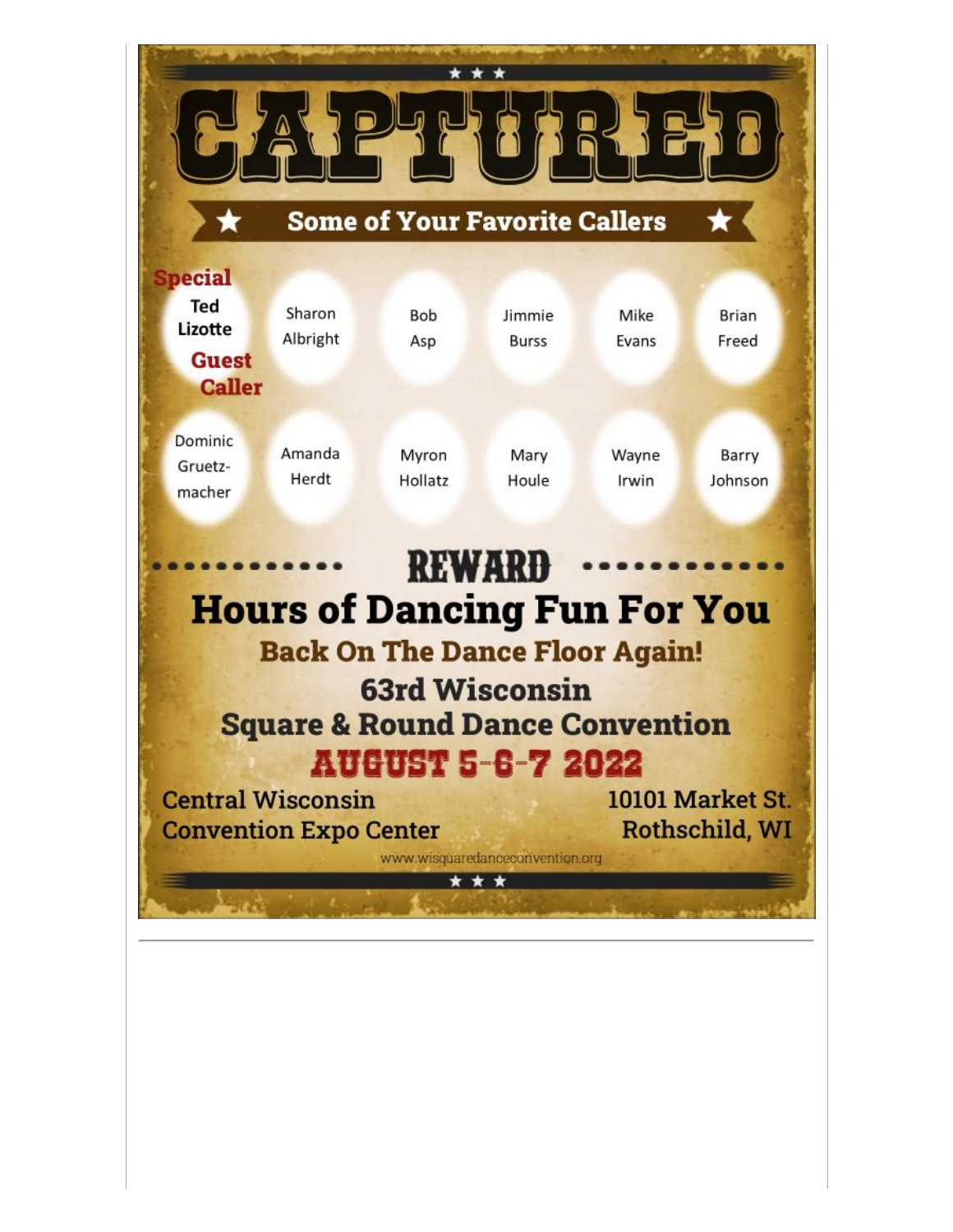# CAPTURED

## ★ Some of Your Favorite Callers ★

**Special Guest Caller:** Ted Lizotte

Sharon Albright
Bob Asp
Jimmie Burss
Mike Evans
Brian Freed
Dominic Gruetzmacher
Amanda Herdt
Myron Hollatz
Mary Houle
Wayne Irwin
Barry Johnson

## REWARD

# Hours of Dancing Fun For You

**Back On The Dance Floor Again!**

## 63rd Wisconsin Square & Round Dance Convention

## AUGUST 5-6-7 2022

Central Wisconsin Convention Expo Center

10101 Market St.
Rothschild, WI

www.wisquaredanceconvention.org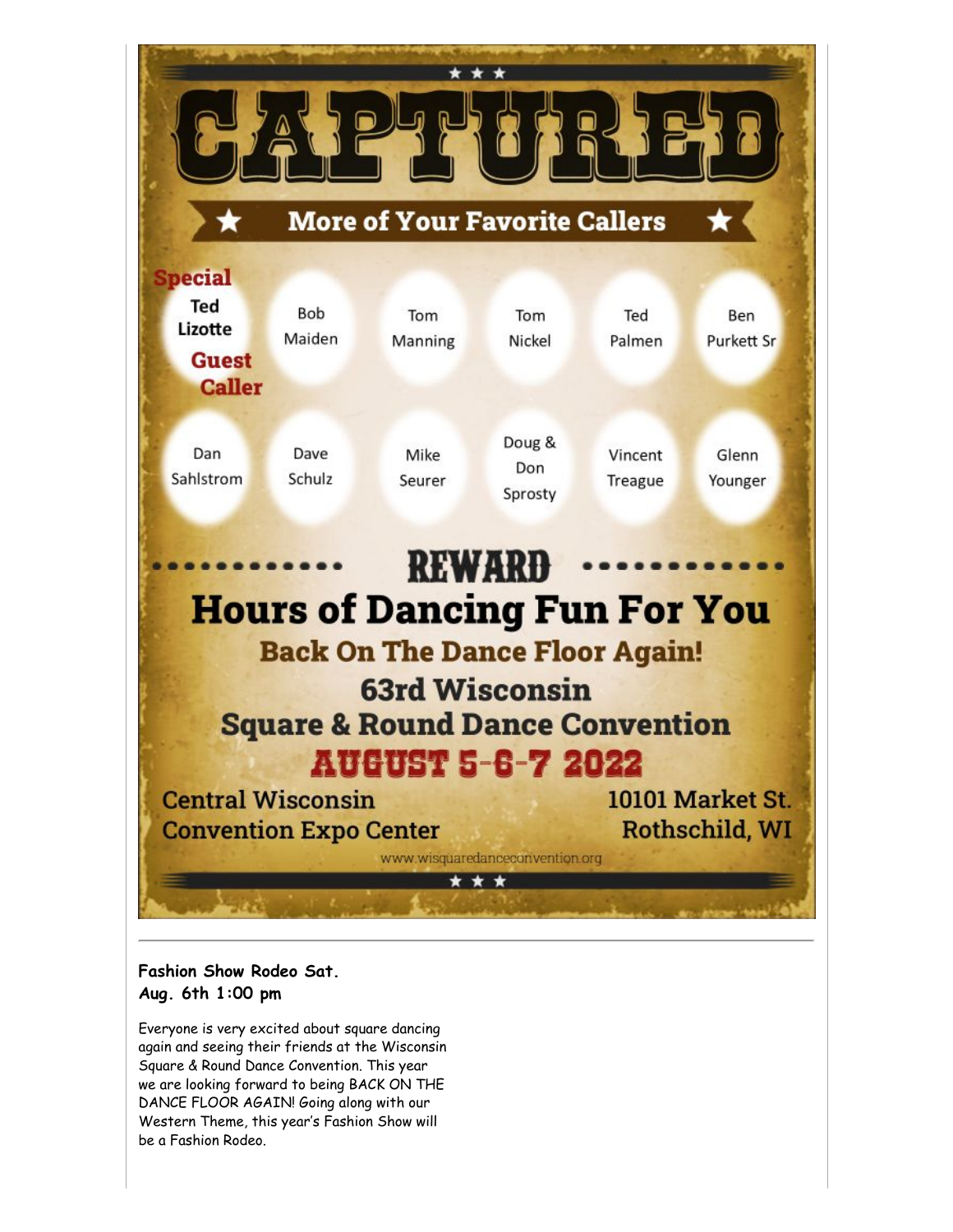# CAPTURED

## More of Your Favorite Callers

**Special Guest Caller:** Ted Lizotte

Bob Maiden

Tom Manning

Tom Nickel

Ted Palmen

Ben Purkett Sr

Dan Sahlstrom

Dave Schulz

Mike Seurer

Doug & Don Sprosty

Vincent Treague

Glenn Younger

## REWARD

## Hours of Dancing Fun For You

**Back On The Dance Floor Again!**

**63rd Wisconsin Square & Round Dance Convention**

**AUGUST 5-6-7 2022**

Central Wisconsin Convention Expo Center

10101 Market St. Rothschild, WI

www.wisquaredanceconvention.org

---

**Fashion Show Rodeo Sat. Aug. 6th 1:00 pm**

Everyone is very excited about square dancing again and seeing their friends at the Wisconsin Square & Round Dance Convention. This year we are looking forward to being BACK ON THE DANCE FLOOR AGAIN! Going along with our Western Theme, this year's Fashion Show will be a Fashion Rodeo.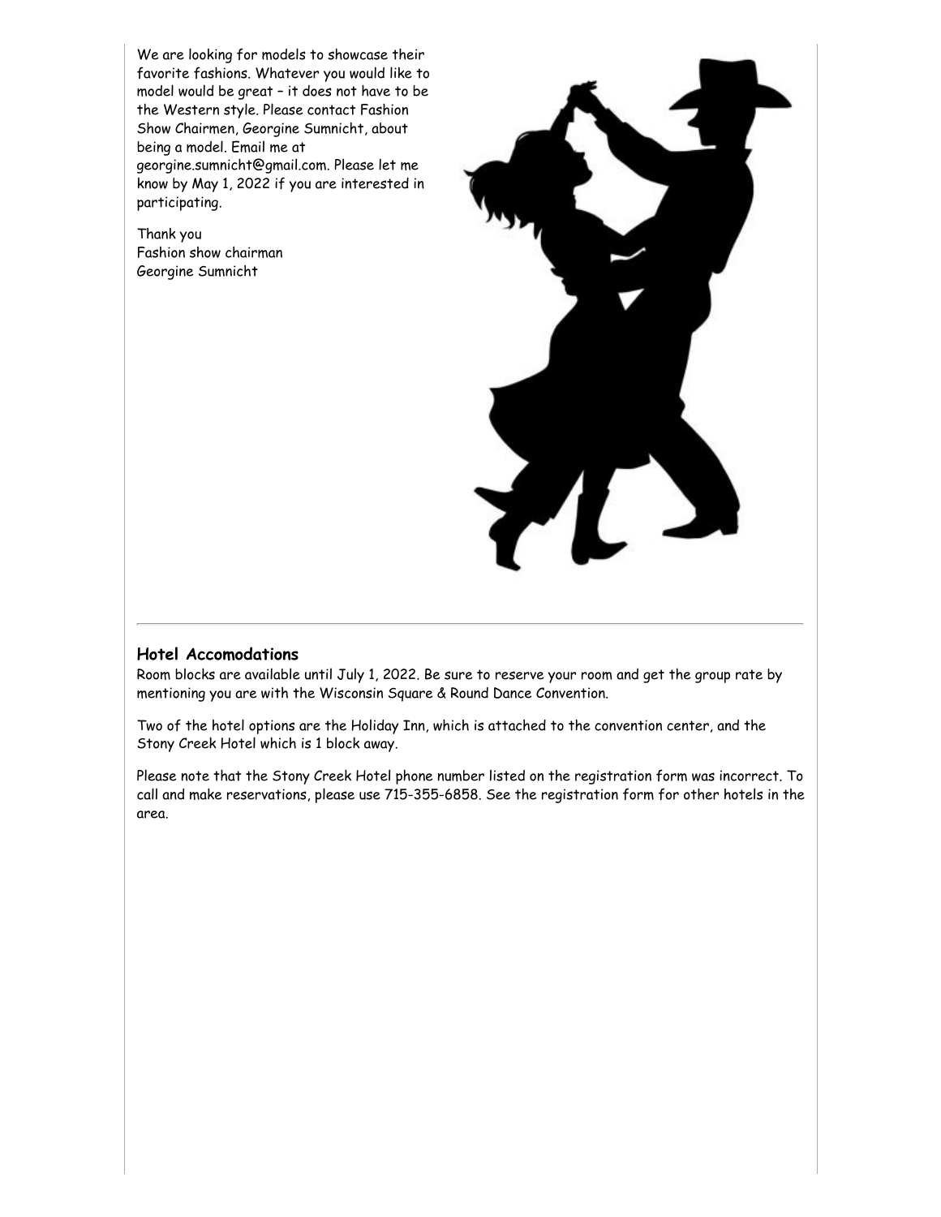We are looking for models to showcase their favorite fashions. Whatever you would like to model would be great – it does not have to be the Western style. Please contact Fashion Show Chairmen, Georgine Sumnicht, about being a model. Email me at georgine.sumnicht@gmail.com. Please let me know by May 1, 2022 if you are interested in participating.

Thank you
Fashion show chairman
Georgine Sumnicht

### Hotel Accomodations

Room blocks are available until July 1, 2022. Be sure to reserve your room and get the group rate by mentioning you are with the Wisconsin Square & Round Dance Convention.

Two of the hotel options are the Holiday Inn, which is attached to the convention center, and the Stony Creek Hotel which is 1 block away.

Please note that the Stony Creek Hotel phone number listed on the registration form was incorrect. To call and make reservations, please use 715-355-6858. See the registration form for other hotels in the area.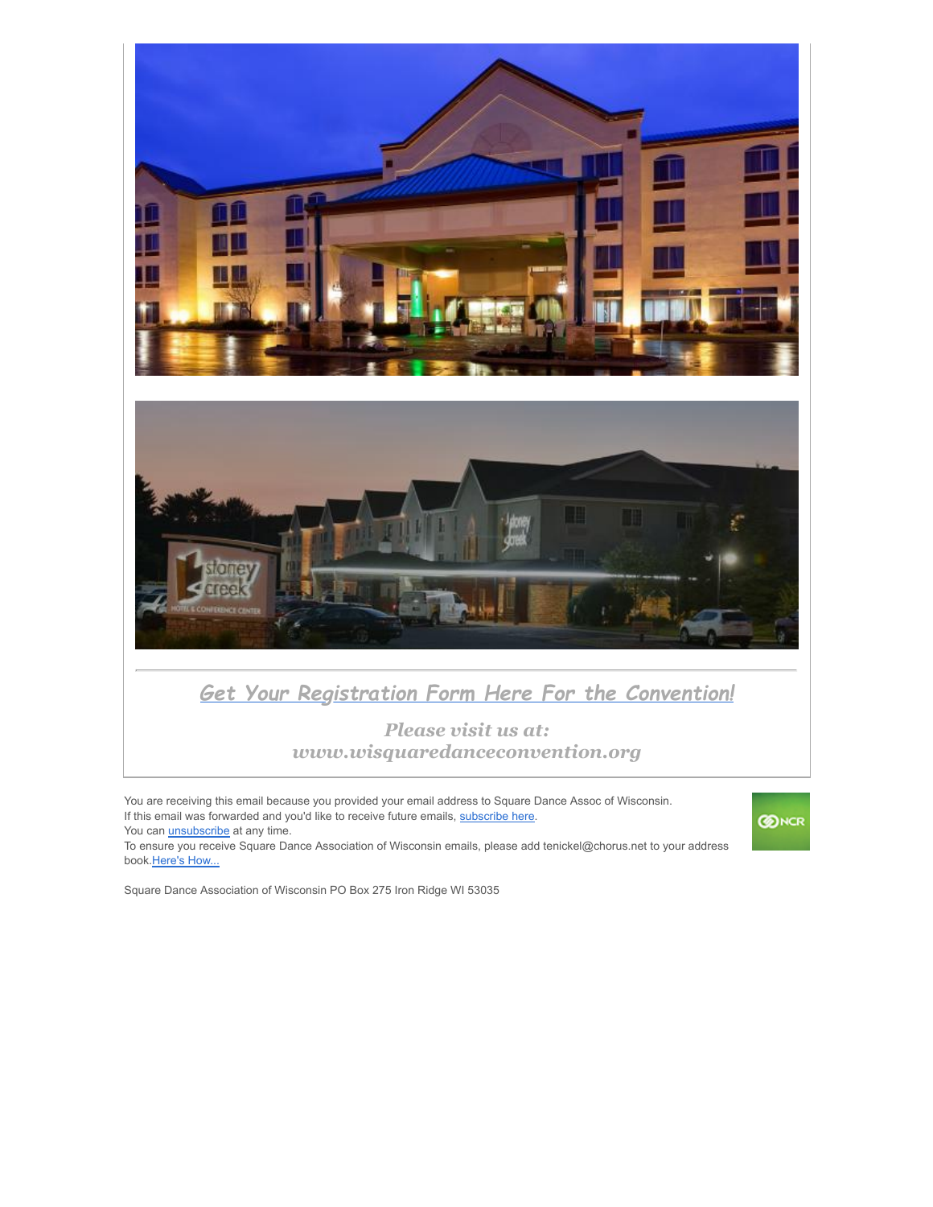[Get Your Registration Form Here For the Convention!]()

***Please visit us at:***
***www.wisquaredanceconvention.org***

You are receiving this email because you provided your email address to Square Dance Assoc of Wisconsin.
If this email was forwarded and you'd like to receive future emails, subscribe here.
You can unsubscribe at any time.
To ensure you receive Square Dance Association of Wisconsin emails, please add tenickel@chorus.net to your address book.Here's How...

Square Dance Association of Wisconsin PO Box 275 Iron Ridge WI 53035